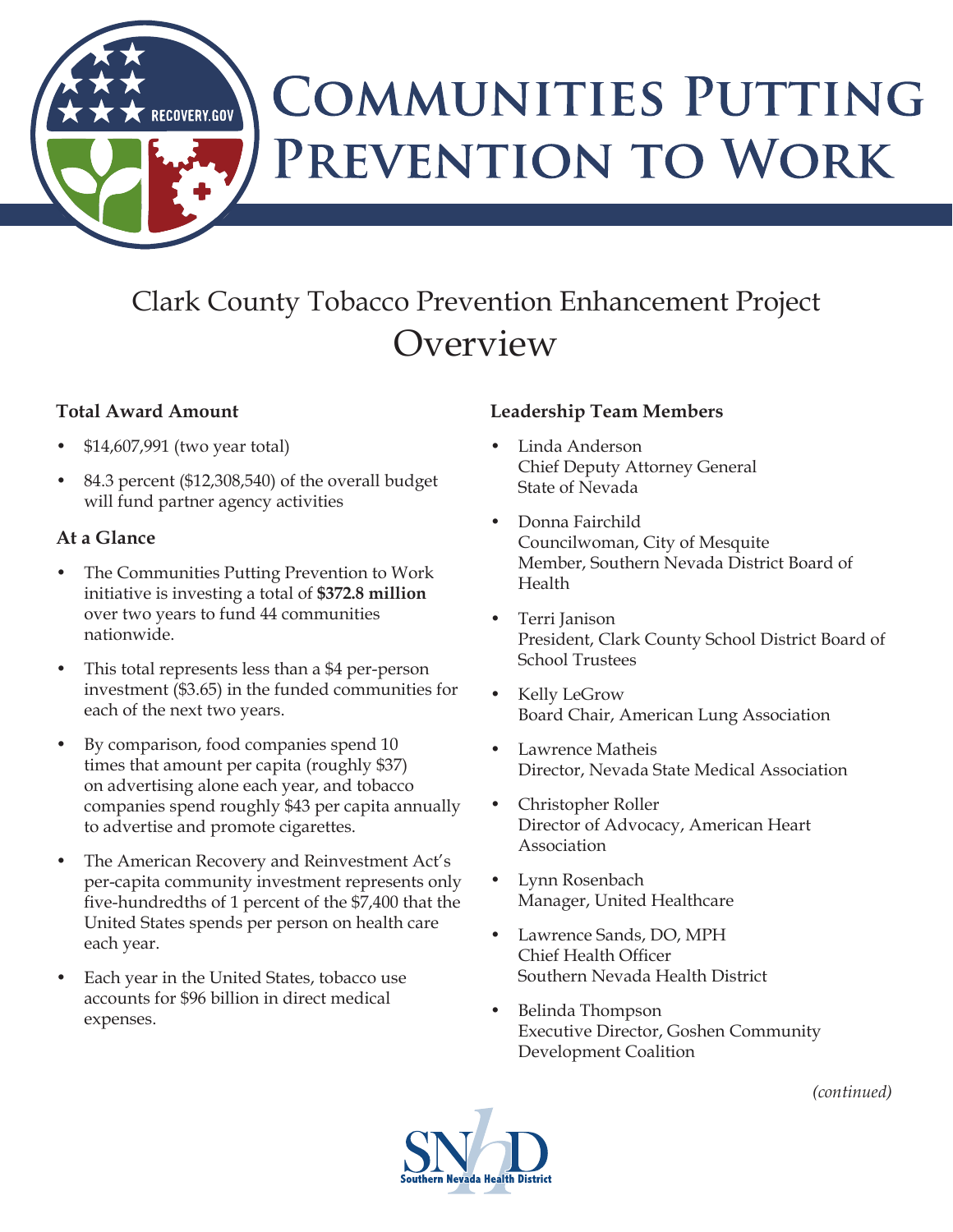# Communities Putting Prevention to Work

## Clark County Tobacco Prevention Enhancement Project Overview

### Total Award Amount

- $14,607,991 (two year total)
- 84.3 percent ($12,308,540) of the overall budget will fund partner agency activities

### At a Glance

- The Communities Putting Prevention to Work initiative is investing a total of **$372.8 million** over two years to fund 44 communities nationwide.
- This total represents less than a $4 per-person investment ($3.65) in the funded communities for each of the next two years.
- By comparison, food companies spend 10 times that amount per capita (roughly $37) on advertising alone each year, and tobacco companies spend roughly $43 per capita annually to advertise and promote cigarettes.
- The American Recovery and Reinvestment Act's per-capita community investment represents only five-hundredths of 1 percent of the $7,400 that the United States spends per person on health care each year.
- Each year in the United States, tobacco use accounts for $96 billion in direct medical expenses.

### Leadership Team Members

- Linda Anderson
  Chief Deputy Attorney General
  State of Nevada
- Donna Fairchild
  Councilwoman, City of Mesquite
  Member, Southern Nevada District Board of Health
- Terri Janison
  President, Clark County School District Board of School Trustees
- Kelly LeGrow
  Board Chair, American Lung Association
- Lawrence Matheis
  Director, Nevada State Medical Association
- Christopher Roller
  Director of Advocacy, American Heart Association
- Lynn Rosenbach
  Manager, United Healthcare
- Lawrence Sands, DO, MPH
  Chief Health Officer
  Southern Nevada Health District
- Belinda Thompson
  Executive Director, Goshen Community Development Coalition

*(continued)*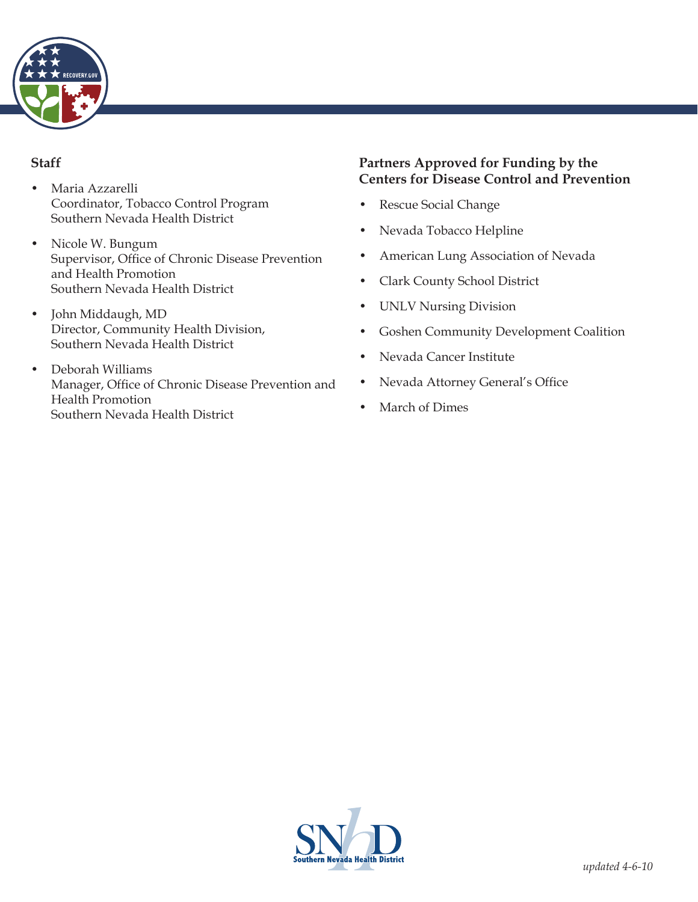### Staff

- Maria Azzarelli
  Coordinator, Tobacco Control Program
  Southern Nevada Health District
- Nicole W. Bungum
  Supervisor, Office of Chronic Disease Prevention and Health Promotion
  Southern Nevada Health District
- John Middaugh, MD
  Director, Community Health Division,
  Southern Nevada Health District
- Deborah Williams
  Manager, Office of Chronic Disease Prevention and Health Promotion
  Southern Nevada Health District

### Partners Approved for Funding by the Centers for Disease Control and Prevention

- Rescue Social Change
- Nevada Tobacco Helpline
- American Lung Association of Nevada
- Clark County School District
- UNLV Nursing Division
- Goshen Community Development Coalition
- Nevada Cancer Institute
- Nevada Attorney General's Office
- March of Dimes

SNHD
Southern Nevada Health District

*updated 4-6-10*